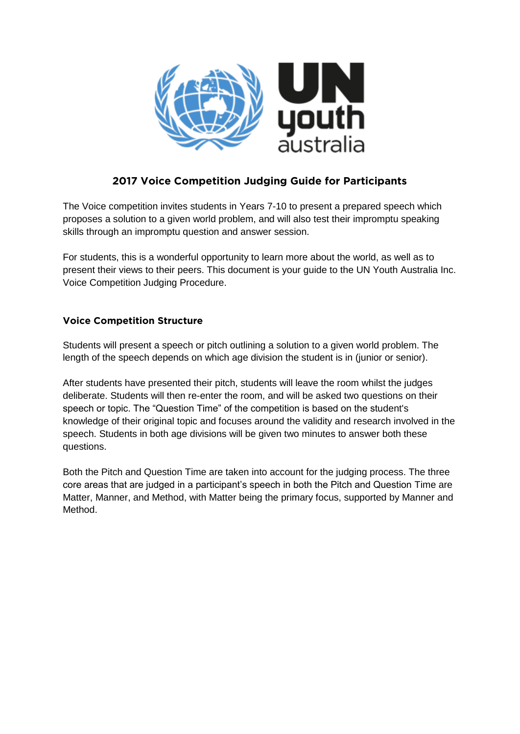## 2017 Voice Competition Judging Guide for Participants

The Voice competition invites students in Years 7-10 to present a prepared speech which proposes a solution to a given world problem, and will also test their impromptu speaking skills through an impromptu question and answer session.

For students, this is a wonderful opportunity to learn more about the world, as well as to present their views to their peers. This document is your guide to the UN Youth Australia Inc. Voice Competition Judging Procedure.

### Voice Competition Structure

Students will present a speech or pitch outlining a solution to a given world problem. The length of the speech depends on which age division the student is in (junior or senior).

After students have presented their pitch, students will leave the room whilst the judges deliberate. Students will then re-enter the room, and will be asked two questions on their speech or topic. The "Question Time" of the competition is based on the student's knowledge of their original topic and focuses around the validity and research involved in the speech. Students in both age divisions will be given two minutes to answer both these questions.

Both the Pitch and Question Time are taken into account for the judging process. The three core areas that are judged in a participant's speech in both the Pitch and Question Time are Matter, Manner, and Method, with Matter being the primary focus, supported by Manner and Method.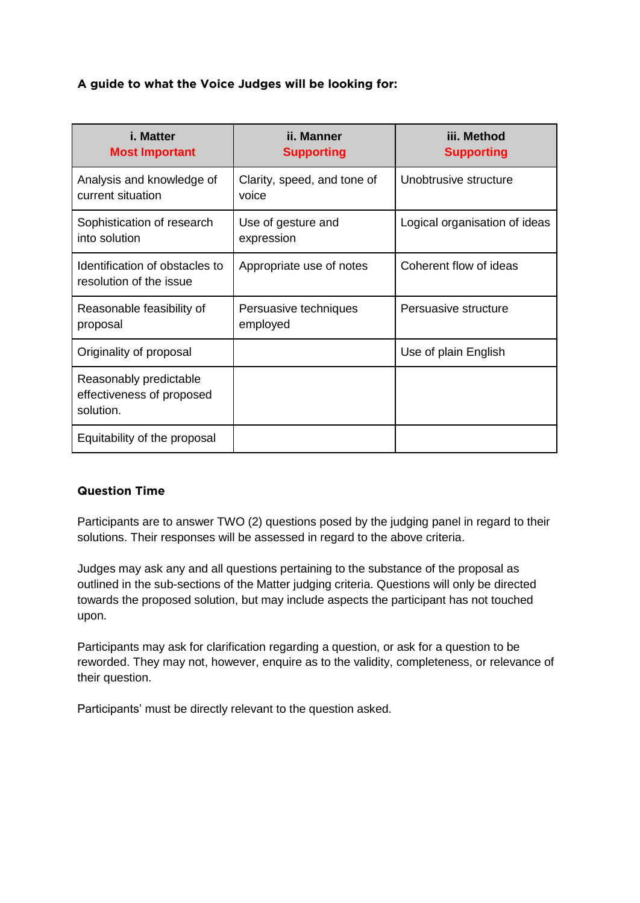**A guide to what the Voice Judges will be looking for:**

| i. Matter<br>**Most Important** | ii. Manner<br>**Supporting** | iii. Method<br>**Supporting** |
|---|---|---|
| Analysis and knowledge of current situation | Clarity, speed, and tone of voice | Unobtrusive structure |
| Sophistication of research into solution | Use of gesture and expression | Logical organisation of ideas |
| Identification of obstacles to resolution of the issue | Appropriate use of notes | Coherent flow of ideas |
| Reasonable feasibility of proposal | Persuasive techniques employed | Persuasive structure |
| Originality of proposal | | Use of plain English |
| Reasonably predictable effectiveness of proposed solution. | | |
| Equitability of the proposal | | |

**Question Time**

Participants are to answer TWO (2) questions posed by the judging panel in regard to their solutions. Their responses will be assessed in regard to the above criteria.

Judges may ask any and all questions pertaining to the substance of the proposal as outlined in the sub-sections of the Matter judging criteria. Questions will only be directed towards the proposed solution, but may include aspects the participant has not touched upon.

Participants may ask for clarification regarding a question, or ask for a question to be reworded. They may not, however, enquire as to the validity, completeness, or relevance of their question.

Participants' must be directly relevant to the question asked.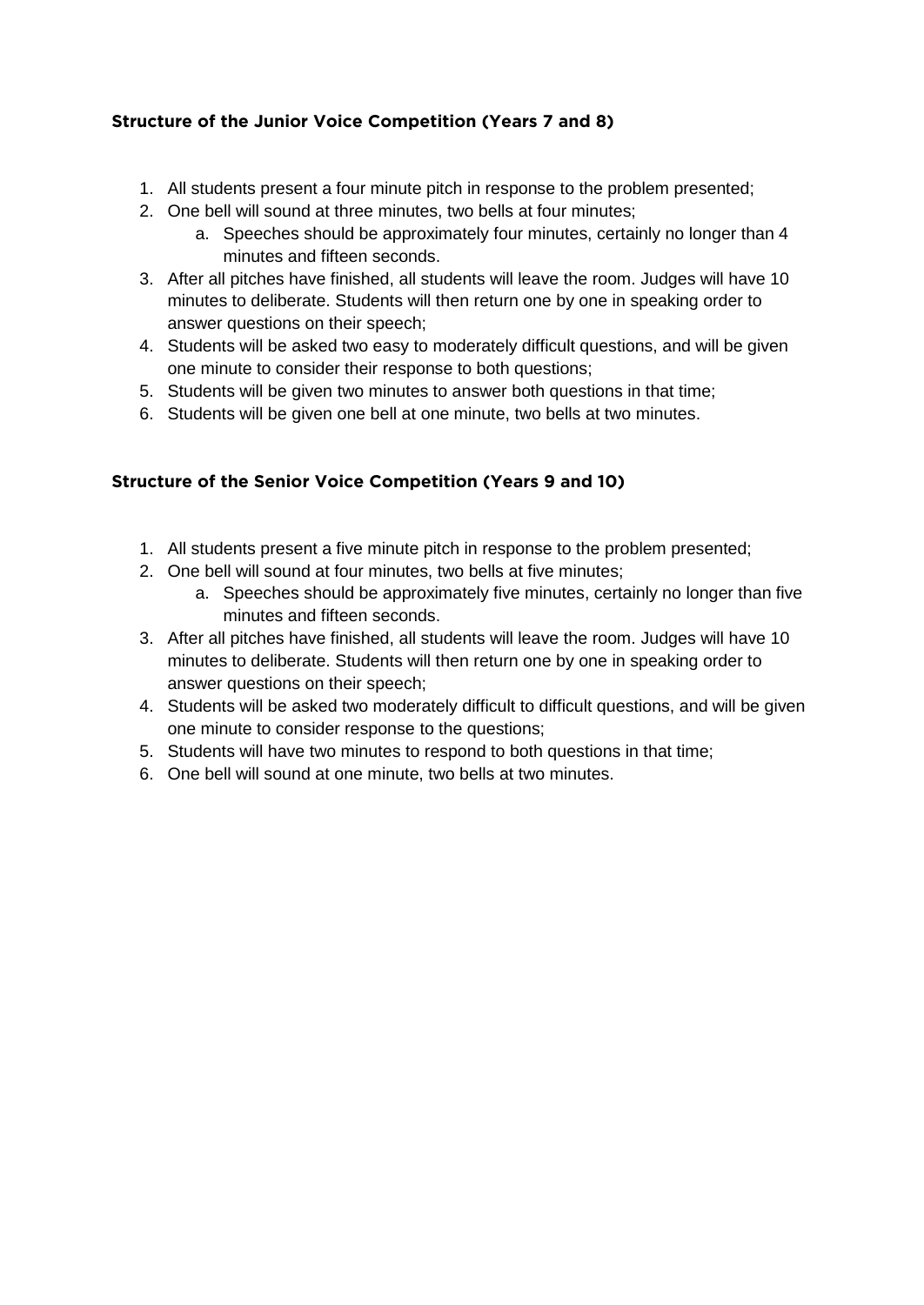### Structure of the Junior Voice Competition (Years 7 and 8)

1. All students present a four minute pitch in response to the problem presented;
2. One bell will sound at three minutes, two bells at four minutes;
   a. Speeches should be approximately four minutes, certainly no longer than 4 minutes and fifteen seconds.
3. After all pitches have finished, all students will leave the room. Judges will have 10 minutes to deliberate. Students will then return one by one in speaking order to answer questions on their speech;
4. Students will be asked two easy to moderately difficult questions, and will be given one minute to consider their response to both questions;
5. Students will be given two minutes to answer both questions in that time;
6. Students will be given one bell at one minute, two bells at two minutes.

### Structure of the Senior Voice Competition (Years 9 and 10)

1. All students present a five minute pitch in response to the problem presented;
2. One bell will sound at four minutes, two bells at five minutes;
   a. Speeches should be approximately five minutes, certainly no longer than five minutes and fifteen seconds.
3. After all pitches have finished, all students will leave the room. Judges will have 10 minutes to deliberate. Students will then return one by one in speaking order to answer questions on their speech;
4. Students will be asked two moderately difficult to difficult questions, and will be given one minute to consider response to the questions;
5. Students will have two minutes to respond to both questions in that time;
6. One bell will sound at one minute, two bells at two minutes.